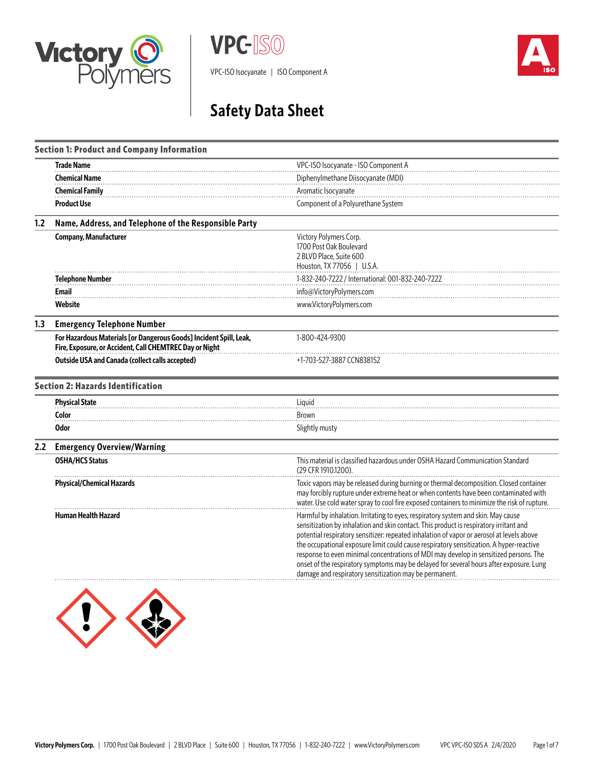# VPC-ISO

VPC-ISO Isocyanate | ISO Component A

# Safety Data Sheet

## Section 1: Product and Company Information

| | |
|---|---|
| **Trade Name** | VPC-ISO Isocyanate - ISO Component A |
| **Chemical Name** | Diphenylmethane Diisocyanate (MDI) |
| **Chemical Family** | Aromatic Isocyanate |
| **Product Use** | Component of a Polyurethane System |

### 1.2 Name, Address, and Telephone of the Responsible Party

| | |
|---|---|
| **Company, Manufacturer** | Victory Polymers Corp.<br>1700 Post Oak Boulevard<br>2 BLVD Place, Suite 600<br>Houston, TX 77056 \| U.S.A. |
| **Telephone Number** | 1-832-240-7222 / International: 001-832-240-7222 |
| **Email** | info@VictoryPolymers.com |
| **Website** | www.VictoryPolymers.com |

### 1.3 Emergency Telephone Number

| | |
|---|---|
| **For Hazardous Materials [or Dangerous Goods] Incident Spill, Leak, Fire, Exposure, or Accident, Call CHEMTREC Day or Night** | 1-800-424-9300 |
| **Outside USA and Canada (collect calls accepted)** | +1-703-527-3887 CCN838152 |

## Section 2: Hazards Identification

| | |
|---|---|
| **Physical State** | Liquid |
| **Color** | Brown |
| **Odor** | Slightly musty |

### 2.2 Emergency Overview/Warning

| | |
|---|---|
| **OSHA/HCS Status** | This material is classified hazardous under OSHA Hazard Communication Standard (29 CFR 1910.1200). |
| **Physical/Chemical Hazards** | Toxic vapors may be released during burning or thermal decomposition. Closed container may forcibly rupture under extreme heat or when contents have been contaminated with water. Use cold water spray to cool fire exposed containers to minimize the risk of rupture. |
| **Human Health Hazard** | Harmful by inhalation. Irritating to eyes, respiratory system and skin. May cause sensitization by inhalation and skin contact. This product is respiratory irritant and potential respiratory sensitizer: repeated inhalation of vapor or aerosol at levels above the occupational exposure limit could cause respiratory sensitization. A hyper-reactive response to even minimal concentrations of MDI may develop in sensitized persons. The onset of the respiratory symptoms may be delayed for several hours after exposure. Lung damage and respiratory sensitization may be permanent. |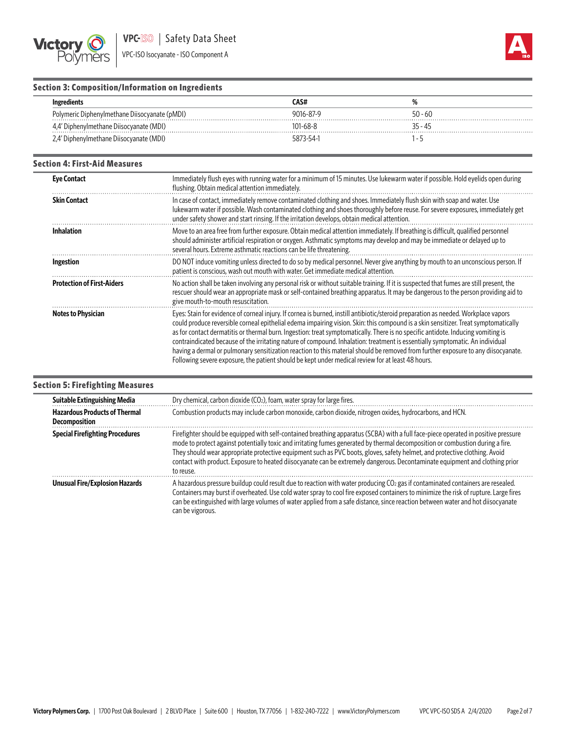## Section 3: Composition/Information on Ingredients

| Ingredients | CAS# | % |
|---|---|---|
| Polymeric Diphenylmethane Diisocyanate (pMDI) | 9016-87-9 | 50 - 60 |
| 4,4' Diphenylmethane Diisocyanate (MDI) | 101-68-8 | 35 - 45 |
| 2,4' Diphenylmethane Diisocyanate (MDI) | 5873-54-1 | 1 - 5 |

## Section 4: First-Aid Measures

| | |
|---|---|
| **Eye Contact** | Immediately flush eyes with running water for a minimum of 15 minutes. Use lukewarm water if possible. Hold eyelids open during flushing. Obtain medical attention immediately. |
| **Skin Contact** | In case of contact, immediately remove contaminated clothing and shoes. Immediately flush skin with soap and water. Use lukewarm water if possible. Wash contaminated clothing and shoes thoroughly before reuse. For severe exposures, immediately get under safety shower and start rinsing. If the irritation develops, obtain medical attention. |
| **Inhalation** | Move to an area free from further exposure. Obtain medical attention immediately. If breathing is difficult, qualified personnel should administer artificial respiration or oxygen. Asthmatic symptoms may develop and may be immediate or delayed up to several hours. Extreme asthmatic reactions can be life threatening. |
| **Ingestion** | DO NOT induce vomiting unless directed to do so by medical personnel. Never give anything by mouth to an unconscious person. If patient is conscious, wash out mouth with water. Get immediate medical attention. |
| **Protection of First-Aiders** | No action shall be taken involving any personal risk or without suitable training. If it is suspected that fumes are still present, the rescuer should wear an appropriate mask or self-contained breathing apparatus. It may be dangerous to the person providing aid to give mouth-to-mouth resuscitation. |
| **Notes to Physician** | Eyes: Stain for evidence of corneal injury. If cornea is burned, instill antibiotic/steroid preparation as needed. Workplace vapors could produce reversible corneal epithelial edema impairing vision. Skin: this compound is a skin sensitizer. Treat symptomatically as for contact dermatitis or thermal burn. Ingestion: treat symptomatically. There is no specific antidote. Inducing vomiting is contraindicated because of the irritating nature of compound. Inhalation: treatment is essentially symptomatic. An individual having a dermal or pulmonary sensitization reaction to this material should be removed from further exposure to any diisocyanate. Following severe exposure, the patient should be kept under medical review for at least 48 hours. |

## Section 5: Firefighting Measures

| | |
|---|---|
| **Suitable Extinguishing Media** | Dry chemical, carbon dioxide ($CO_2$), foam, water spray for large fires. |
| **Hazardous Products of Thermal Decomposition** | Combustion products may include carbon monoxide, carbon dioxide, nitrogen oxides, hydrocarbons, and HCN. |
| **Special Firefighting Procedures** | Firefighter should be equipped with self-contained breathing apparatus (SCBA) with a full face-piece operated in positive pressure mode to protect against potentially toxic and irritating fumes generated by thermal decomposition or combustion during a fire. They should wear appropriate protective equipment such as PVC boots, gloves, safety helmet, and protective clothing. Avoid contact with product. Exposure to heated diisocyanate can be extremely dangerous. Decontaminate equipment and clothing prior to reuse. |
| **Unusual Fire/Explosion Hazards** | A hazardous pressure buildup could result due to reaction with water producing $CO_2$ gas if contaminated containers are resealed. Containers may burst if overheated. Use cold water spray to cool fire exposed containers to minimize the risk of rupture. Large fires can be extinguished with large volumes of water applied from a safe distance, since reaction between water and hot diisocyanate can be vigorous. |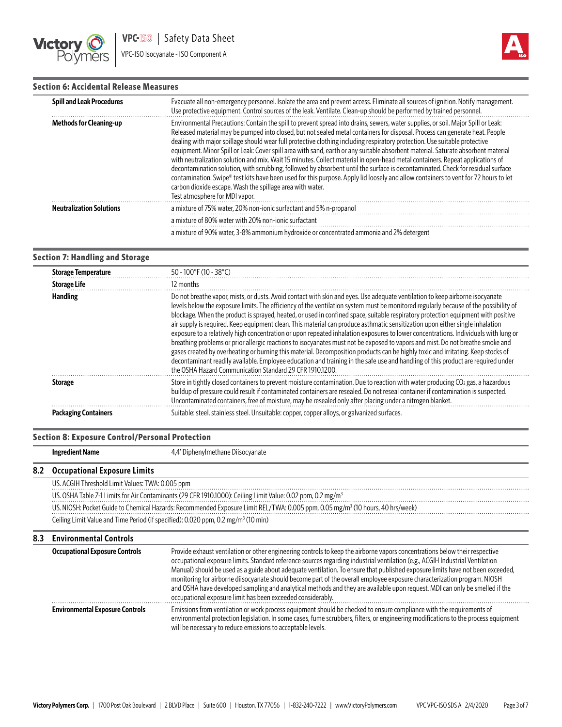## Section 6: Accidental Release Measures

| | |
|---|---|
| **Spill and Leak Procedures** | Evacuate all non-emergency personnel. Isolate the area and prevent access. Eliminate all sources of ignition. Notify management. Use protective equipment. Control sources of the leak. Ventilate. Clean-up should be performed by trained personnel. |
| **Methods for Cleaning-up** | Environmental Precautions: Contain the spill to prevent spread into drains, sewers, water supplies, or soil. Major Spill or Leak: Released material may be pumped into closed, but not sealed metal containers for disposal. Process can generate heat. People dealing with major spillage should wear full protective clothing including respiratory protection. Use suitable protective equipment. Minor Spill or Leak: Cover spill area with sand, earth or any suitable absorbent material. Saturate absorbent material with neutralization solution and mix. Wait 15 minutes. Collect material in open-head metal containers. Repeat applications of decontamination solution, with scrubbing, followed by absorbent until the surface is decontaminated. Check for residual surface contamination. Swipe® test kits have been used for this purpose. Apply lid loosely and allow containers to vent for 72 hours to let carbon dioxide escape. Wash the spillage area with water.<br>Test atmosphere for MDI vapor. |
| **Neutralization Solutions** | a mixture of 75% water, 20% non-ionic surfactant and 5% n-propanol |
| | a mixture of 80% water with 20% non-ionic surfactant |
| | a mixture of 90% water, 3-8% ammonium hydroxide or concentrated ammonia and 2% detergent |

## Section 7: Handling and Storage

| | |
|---|---|
| **Storage Temperature** | 50 - 100°F (10 - 38°C) |
| **Storage Life** | 12 months |
| **Handling** | Do not breathe vapor, mists, or dusts. Avoid contact with skin and eyes. Use adequate ventilation to keep airborne isocyanate levels below the exposure limits. The efficiency of the ventilation system must be monitored regularly because of the possibility of blockage. When the product is sprayed, heated, or used in confined space, suitable respiratory protection equipment with positive air supply is required. Keep equipment clean. This material can produce asthmatic sensitization upon either single inhalation exposure to a relatively high concentration or upon repeated inhalation exposures to lower concentrations. Individuals with lung or breathing problems or prior allergic reactions to isocyanates must not be exposed to vapors and mist. Do not breathe smoke and gases created by overheating or burning this material. Decomposition products can be highly toxic and irritating. Keep stocks of decontaminant readily available. Employee education and training in the safe use and handling of this product are required under the OSHA Hazard Communication Standard 29 CFR 1910.1200. |
| **Storage** | Store in tightly closed containers to prevent moisture contamination. Due to reaction with water producing $CO_2$ gas, a hazardous buildup of pressure could result if contaminated containers are resealed. Do not reseal container if contamination is suspected. Uncontaminated containers, free of moisture, may be resealed only after placing under a nitrogen blanket. |
| **Packaging Containers** | Suitable: steel, stainless steel. Unsuitable: copper, copper alloys, or galvanized surfaces. |

## Section 8: Exposure Control/Personal Protection

**Ingredient Name** 4,4' Diphenylmethane Diisocyanate

### 8.2 Occupational Exposure Limits

US. ACGIH Threshold Limit Values: TWA: 0.005 ppm

US. OSHA Table Z-1 Limits for Air Contaminants (29 CFR 1910.1000): Ceiling Limit Value: 0.02 ppm, 0.2 mg/m³

US. NIOSH: Pocket Guide to Chemical Hazards: Recommended Exposure Limit REL/TWA: 0.005 ppm, 0.05 mg/m³ (10 hours, 40 hrs/week)

Ceiling Limit Value and Time Period (if specified): 0.020 ppm, 0.2 mg/m³ (10 min)

### 8.3 Environmental Controls

| | |
|---|---|
| **Occupational Exposure Controls** | Provide exhaust ventilation or other engineering controls to keep the airborne vapors concentrations below their respective occupational exposure limits. Standard reference sources regarding industrial ventilation (e.g., ACGIH Industrial Ventilation Manual) should be used as a guide about adequate ventilation. To ensure that published exposure limits have not been exceeded, monitoring for airborne diisocyanate should become part of the overall employee exposure characterization program. NIOSH and OSHA have developed sampling and analytical methods and they are available upon request. MDI can only be smelled if the occupational exposure limit has been exceeded considerably. |
| **Environmental Exposure Controls** | Emissions from ventilation or work process equipment should be checked to ensure compliance with the requirements of environmental protection legislation. In some cases, fume scrubbers, filters, or engineering modifications to the process equipment will be necessary to reduce emissions to acceptable levels. |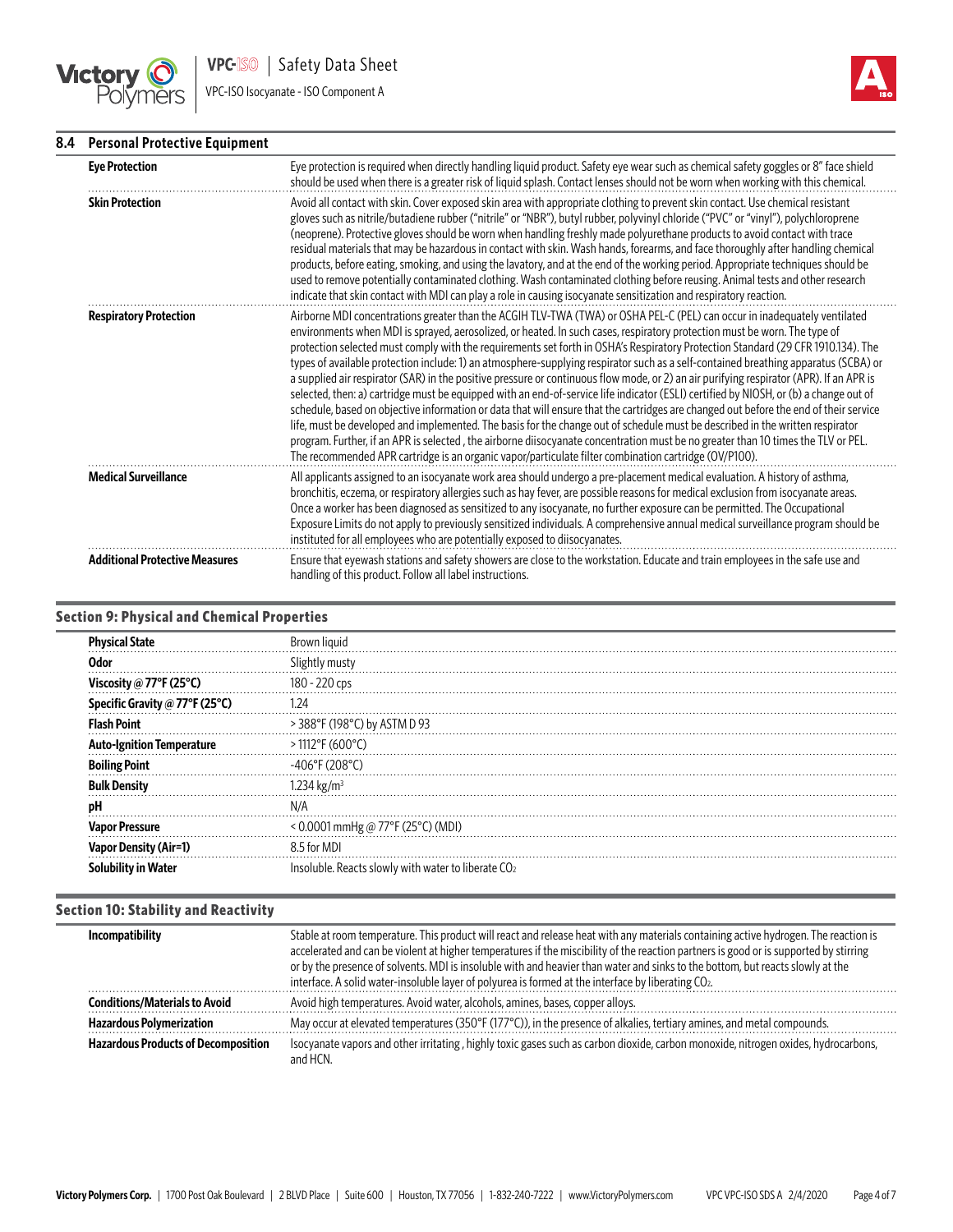## 8.4 Personal Protective Equipment

| | |
|---|---|
| **Eye Protection** | Eye protection is required when directly handling liquid product. Safety eye wear such as chemical safety goggles or 8" face shield should be used when there is a greater risk of liquid splash. Contact lenses should not be worn when working with this chemical. |
| **Skin Protection** | Avoid all contact with skin. Cover exposed skin area with appropriate clothing to prevent skin contact. Use chemical resistant gloves such as nitrile/butadiene rubber ("nitrile" or "NBR"), butyl rubber, polyvinyl chloride ("PVC" or "vinyl"), polychloroprene (neoprene). Protective gloves should be worn when handling freshly made polyurethane products to avoid contact with trace residual materials that may be hazardous in contact with skin. Wash hands, forearms, and face thoroughly after handling chemical products, before eating, smoking, and using the lavatory, and at the end of the working period. Appropriate techniques should be used to remove potentially contaminated clothing. Wash contaminated clothing before reusing. Animal tests and other research indicate that skin contact with MDI can play a role in causing isocyanate sensitization and respiratory reaction. |
| **Respiratory Protection** | Airborne MDI concentrations greater than the ACGIH TLV-TWA (TWA) or OSHA PEL-C (PEL) can occur in inadequately ventilated environments when MDI is sprayed, aerosolized, or heated. In such cases, respiratory protection must be worn. The type of protection selected must comply with the requirements set forth in OSHA's Respiratory Protection Standard (29 CFR 1910.134). The types of available protection include: 1) an atmosphere-supplying respirator such as a self-contained breathing apparatus (SCBA) or a supplied air respirator (SAR) in the positive pressure or continuous flow mode, or 2) an air purifying respirator (APR). If an APR is selected, then: a) cartridge must be equipped with an end-of-service life indicator (ESLI) certified by NIOSH, or (b) a change out of schedule, based on objective information or data that will ensure that the cartridges are changed out before the end of their service life, must be developed and implemented. The basis for the change out of schedule must be described in the written respirator program. Further, if an APR is selected , the airborne diisocyanate concentration must be no greater than 10 times the TLV or PEL. The recommended APR cartridge is an organic vapor/particulate filter combination cartridge (OV/P100). |
| **Medical Surveillance** | All applicants assigned to an isocyanate work area should undergo a pre-placement medical evaluation. A history of asthma, bronchitis, eczema, or respiratory allergies such as hay fever, are possible reasons for medical exclusion from isocyanate areas. Once a worker has been diagnosed as sensitized to any isocyanate, no further exposure can be permitted. The Occupational Exposure Limits do not apply to previously sensitized individuals. A comprehensive annual medical surveillance program should be instituted for all employees who are potentially exposed to diisocyanates. |
| **Additional Protective Measures** | Ensure that eyewash stations and safety showers are close to the workstation. Educate and train employees in the safe use and handling of this product. Follow all label instructions. |

## Section 9: Physical and Chemical Properties

| | |
|---|---|
| **Physical State** | Brown liquid |
| **Odor** | Slightly musty |
| **Viscosity @ 77°F (25°C)** | 180 - 220 cps |
| **Specific Gravity @ 77°F (25°C)** | 1.24 |
| **Flash Point** | > 388°F (198°C) by ASTM D 93 |
| **Auto-Ignition Temperature** | > 1112°F (600°C) |
| **Boiling Point** | -406°F (208°C) |
| **Bulk Density** | 1.234 kg/m³ |
| **pH** | N/A |
| **Vapor Pressure** | < 0.0001 mmHg @ 77°F (25°C) (MDI) |
| **Vapor Density (Air=1)** | 8.5 for MDI |
| **Solubility in Water** | Insoluble. Reacts slowly with water to liberate $CO_2$ |

## Section 10: Stability and Reactivity

| | |
|---|---|
| **Incompatibility** | Stable at room temperature. This product will react and release heat with any materials containing active hydrogen. The reaction is accelerated and can be violent at higher temperatures if the miscibility of the reaction partners is good or is supported by stirring or by the presence of solvents. MDI is insoluble with and heavier than water and sinks to the bottom, but reacts slowly at the interface. A solid water-insoluble layer of polyurea is formed at the interface by liberating $CO_2$. |
| **Conditions/Materials to Avoid** | Avoid high temperatures. Avoid water, alcohols, amines, bases, copper alloys. |
| **Hazardous Polymerization** | May occur at elevated temperatures (350°F (177°C)), in the presence of alkalies, tertiary amines, and metal compounds. |
| **Hazardous Products of Decomposition** | Isocyanate vapors and other irritating , highly toxic gases such as carbon dioxide, carbon monoxide, nitrogen oxides, hydrocarbons, and HCN. |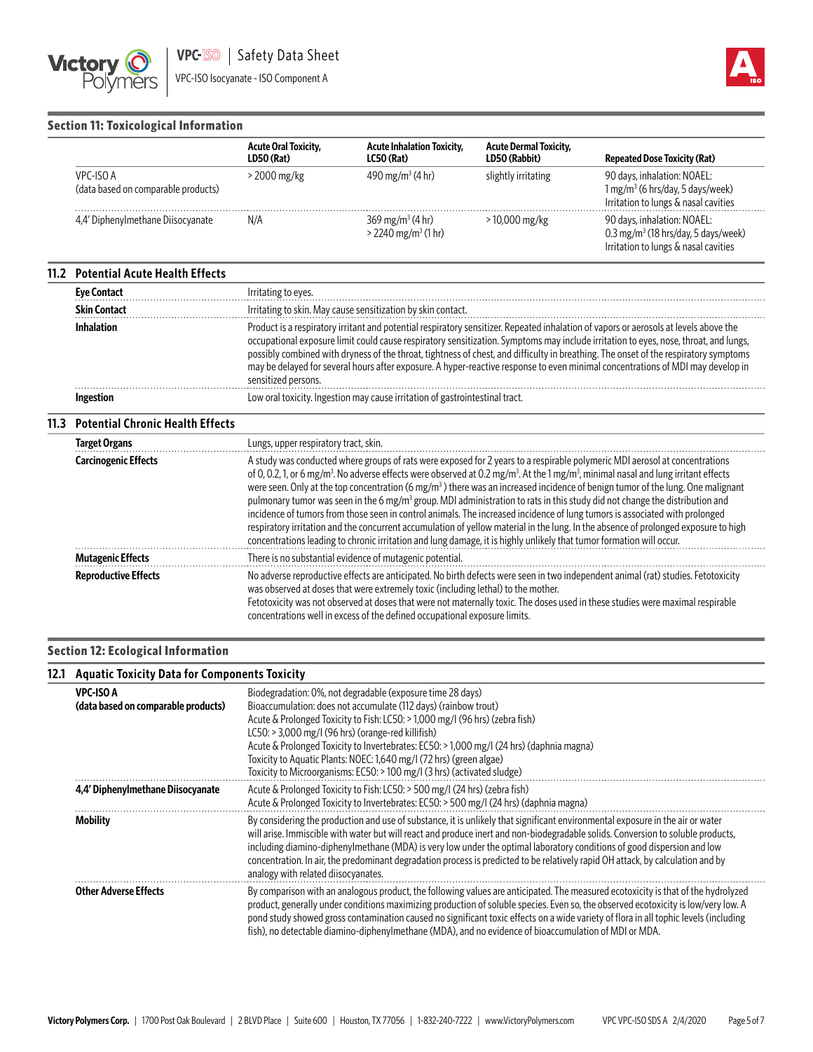## Section 11: Toxicological Information

| | Acute Oral Toxicity, LD50 (Rat) | Acute Inhalation Toxicity, LC50 (Rat) | Acute Dermal Toxicity, LD50 (Rabbit) | Repeated Dose Toxicity (Rat) |
|---|---|---|---|---|
| VPC-ISO A (data based on comparable products) | > 2000 mg/kg | 490 mg/m$^3$ (4 hr) | slightly irritating | 90 days, inhalation: NOAEL: 1 mg/m$^3$ (6 hrs/day, 5 days/week) Irritation to lungs & nasal cavities |
| 4,4' Diphenylmethane Diisocyanate | N/A | 369 mg/m$^3$ (4 hr) > 2240 mg/m$^3$ (1 hr) | > 10,000 mg/kg | 90 days, inhalation: NOAEL: 0.3 mg/m$^3$ (18 hrs/day, 5 days/week) Irritation to lungs & nasal cavities |

### 11.2 Potential Acute Health Effects

| | |
|---|---|
| **Eye Contact** | Irritating to eyes. |
| **Skin Contact** | Irritating to skin. May cause sensitization by skin contact. |
| **Inhalation** | Product is a respiratory irritant and potential respiratory sensitizer. Repeated inhalation of vapors or aerosols at levels above the occupational exposure limit could cause respiratory sensitization. Symptoms may include irritation to eyes, nose, throat, and lungs, possibly combined with dryness of the throat, tightness of chest, and difficulty in breathing. The onset of the respiratory symptoms may be delayed for several hours after exposure. A hyper-reactive response to even minimal concentrations of MDI may develop in sensitized persons. |
| **Ingestion** | Low oral toxicity. Ingestion may cause irritation of gastrointestinal tract. |

### 11.3 Potential Chronic Health Effects

| | |
|---|---|
| **Target Organs** | Lungs, upper respiratory tract, skin. |
| **Carcinogenic Effects** | A study was conducted where groups of rats were exposed for 2 years to a respirable polymeric MDI aerosol at concentrations of 0, 0.2, 1, or 6 mg/m$^3$. No adverse effects were observed at 0.2 mg/m$^3$. At the 1 mg/m$^3$, minimal nasal and lung irritant effects were seen. Only at the top concentration (6 mg/m$^3$ ) there was an increased incidence of benign tumor of the lung. One malignant pulmonary tumor was seen in the 6 mg/m$^3$ group. MDI administration to rats in this study did not change the distribution and incidence of tumors from those seen in control animals. The increased incidence of lung tumors is associated with prolonged respiratory irritation and the concurrent accumulation of yellow material in the lung. In the absence of prolonged exposure to high concentrations leading to chronic irritation and lung damage, it is highly unlikely that tumor formation will occur. |
| **Mutagenic Effects** | There is no substantial evidence of mutagenic potential. |
| **Reproductive Effects** | No adverse reproductive effects are anticipated. No birth defects were seen in two independent animal (rat) studies. Fetotoxicity was observed at doses that were extremely toxic (including lethal) to the mother. Fetotoxicity was not observed at doses that were not maternally toxic. The doses used in these studies were maximal respirable concentrations well in excess of the defined occupational exposure limits. |

## Section 12: Ecological Information

### 12.1 Aquatic Toxicity Data for Components Toxicity

| | |
|---|---|
| **VPC-ISO A (data based on comparable products)** | Biodegradation: 0%, not degradable (exposure time 28 days)<br>Bioaccumulation: does not accumulate (112 days) (rainbow trout)<br>Acute & Prolonged Toxicity to Fish: LC50: > 1,000 mg/l (96 hrs) (zebra fish)<br>LC50: > 3,000 mg/l (96 hrs) (orange-red killifish)<br>Acute & Prolonged Toxicity to Invertebrates: EC50: > 1,000 mg/l (24 hrs) (daphnia magna)<br>Toxicity to Aquatic Plants: NOEC: 1,640 mg/l (72 hrs) (green algae)<br>Toxicity to Microorganisms: EC50: > 100 mg/l (3 hrs) (activated sludge) |
| **4,4' Diphenylmethane Diisocyanate** | Acute & Prolonged Toxicity to Fish: LC50: > 500 mg/l (24 hrs) (zebra fish)<br>Acute & Prolonged Toxicity to Invertebrates: EC50: > 500 mg/l (24 hrs) (daphnia magna) |
| **Mobility** | By considering the production and use of substance, it is unlikely that significant environmental exposure in the air or water will arise. Immiscible with water but will react and produce inert and non-biodegradable solids. Conversion to soluble products, including diamino-diphenylmethane (MDA) is very low under the optimal laboratory conditions of good dispersion and low concentration. In air, the predominant degradation process is predicted to be relatively rapid OH attack, by calculation and by analogy with related diisocyanates. |
| **Other Adverse Effects** | By comparison with an analogous product, the following values are anticipated. The measured ecotoxicity is that of the hydrolyzed product, generally under conditions maximizing production of soluble species. Even so, the observed ecotoxicity is low/very low. A pond study showed gross contamination caused no significant toxic effects on a wide variety of flora in all tophic levels (including fish), no detectable diamino-diphenylmethane (MDA), and no evidence of bioaccumulation of MDI or MDA. |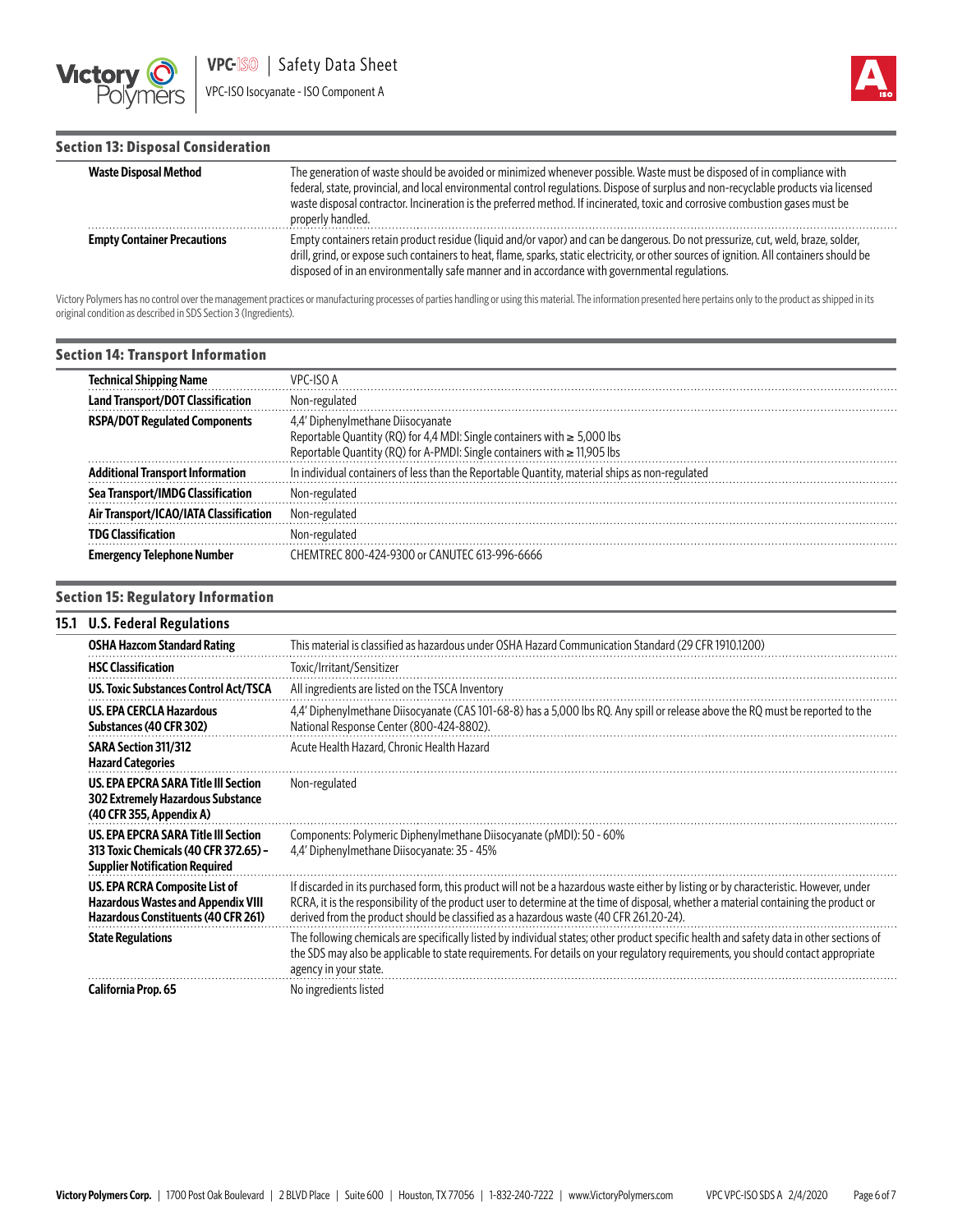## Section 13: Disposal Consideration

| | |
|---|---|
| **Waste Disposal Method** | The generation of waste should be avoided or minimized whenever possible. Waste must be disposed of in compliance with federal, state, provincial, and local environmental control regulations. Dispose of surplus and non-recyclable products via licensed waste disposal contractor. Incineration is the preferred method. If incinerated, toxic and corrosive combustion gases must be properly handled. |
| **Empty Container Precautions** | Empty containers retain product residue (liquid and/or vapor) and can be dangerous. Do not pressurize, cut, weld, braze, solder, drill, grind, or expose such containers to heat, flame, sparks, static electricity, or other sources of ignition. All containers should be disposed of in an environmentally safe manner and in accordance with governmental regulations. |

Victory Polymers has no control over the management practices or manufacturing processes of parties handling or using this material. The information presented here pertains only to the product as shipped in its original condition as described in SDS Section 3 (Ingredients).

## Section 14: Transport Information

| | |
|---|---|
| **Technical Shipping Name** | VPC-ISO A |
| **Land Transport/DOT Classification** | Non-regulated |
| **RSPA/DOT Regulated Components** | 4,4' Diphenylmethane Diisocyanate<br>Reportable Quantity (RQ) for 4,4 MDI: Single containers with ≥ 5,000 lbs<br>Reportable Quantity (RQ) for A-PMDI: Single containers with ≥ 11,905 lbs |
| **Additional Transport Information** | In individual containers of less than the Reportable Quantity, material ships as non-regulated |
| **Sea Transport/IMDG Classification** | Non-regulated |
| **Air Transport/ICAO/IATA Classification** | Non-regulated |
| **TDG Classification** | Non-regulated |
| **Emergency Telephone Number** | CHEMTREC 800-424-9300 or CANUTEC 613-996-6666 |

## Section 15: Regulatory Information

### 15.1 U.S. Federal Regulations

| | |
|---|---|
| **OSHA Hazcom Standard Rating** | This material is classified as hazardous under OSHA Hazard Communication Standard (29 CFR 1910.1200) |
| **HSC Classification** | Toxic/Irritant/Sensitizer |
| **US. Toxic Substances Control Act/TSCA** | All ingredients are listed on the TSCA Inventory |
| **US. EPA CERCLA Hazardous Substances (40 CFR 302)** | 4,4' Diphenylmethane Diisocyanate (CAS 101-68-8) has a 5,000 lbs RQ. Any spill or release above the RQ must be reported to the National Response Center (800-424-8802). |
| **SARA Section 311/312 Hazard Categories** | Acute Health Hazard, Chronic Health Hazard |
| **US. EPA EPCRA SARA Title III Section 302 Extremely Hazardous Substance (40 CFR 355, Appendix A)** | Non-regulated |
| **US. EPA EPCRA SARA Title III Section 313 Toxic Chemicals (40 CFR 372.65) – Supplier Notification Required** | Components: Polymeric Diphenylmethane Diisocyanate (pMDI): 50 - 60%<br>4,4' Diphenylmethane Diisocyanate: 35 - 45% |
| **US. EPA RCRA Composite List of Hazardous Wastes and Appendix VIII Hazardous Constituents (40 CFR 261)** | If discarded in its purchased form, this product will not be a hazardous waste either by listing or by characteristic. However, under RCRA, it is the responsibility of the product user to determine at the time of disposal, whether a material containing the product or derived from the product should be classified as a hazardous waste (40 CFR 261.20-24). |
| **State Regulations** | The following chemicals are specifically listed by individual states; other product specific health and safety data in other sections of the SDS may also be applicable to state requirements. For details on your regulatory requirements, you should contact appropriate agency in your state. |
| **California Prop. 65** | No ingredients listed |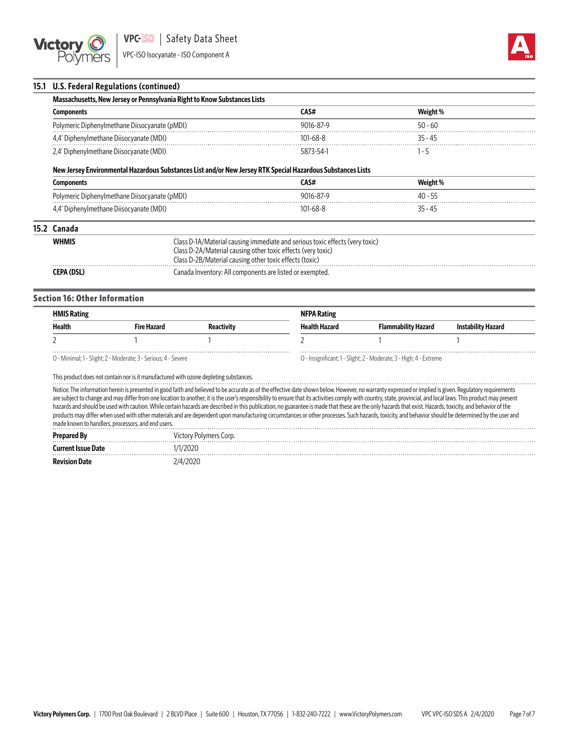## 15.1 U.S. Federal Regulations (continued)

**Massachusetts, New Jersey or Pennsylvania Right to Know Substances Lists**

| Components | CAS# | Weight % |
|---|---|---|
| Polymeric Diphenylmethane Diisocyanate (pMDI) | 9016-87-9 | 50 - 60 |
| 4,4' Diphenylmethane Diisocyanate (MDI) | 101-68-8 | 35 - 45 |
| 2,4' Diphenylmethane Diisocyanate (MDI) | 5873-54-1 | 1 - 5 |

**New Jersey Environmental Hazardous Substances List and/or New Jersey RTK Special Hazardous Substances Lists**

| Components | CAS# | Weight % |
|---|---|---|
| Polymeric Diphenylmethane Diisocyanate (pMDI) | 9016-87-9 | 40 - 55 |
| 4,4' Diphenylmethane Diisocyanate (MDI) | 101-68-8 | 35 - 45 |

## 15.2 Canada

| | |
|---|---|
| **WHMIS** | Class D-1A/Material causing immediate and serious toxic effects (very toxic)<br>Class D-2A/Material causing other toxic effects (very toxic)<br>Class D-2B/Material causing other toxic effects (toxic) |
| **CEPA (DSL)** | Canada Inventory: All components are listed or exempted. |

## Section 16: Other Information

**HMIS Rating**

| Health | Fire Hazard | Reactivity |
|---|---|---|
| 2 | 1 | 1 |

0 - Minimal; 1 - Slight; 2 - Moderate; 3 - Serious; 4 - Severe

**NFPA Rating**

| Health Hazard | Flammability Hazard | Instability Hazard |
|---|---|---|
| 2 | 1 | 1 |

0 - Insignificant; 1 - Slight; 2 - Moderate; 3 - High; 4 - Extreme

This product does not contain nor is it manufactured with ozone depleting substances.

Notice: The information herein is presented in good faith and believed to be accurate as of the effective date shown below. However, no warranty expressed or implied is given. Regulatory requirements are subject to change and may differ from one location to another; it is the user's responsibility to ensure that its activities comply with country, state, provincial, and local laws. This product may present hazards and should be used with caution. While certain hazards are described in this publication, no guarantee is made that these are the only hazards that exist. Hazards, toxicity, and behavior of the products may differ when used with other materials and are dependent upon manufacturing circumstances or other processes. Such hazards, toxicity, and behavior should be determined by the user and made known to handlers, processors, and end users.

| | |
|---|---|
| **Prepared By** | Victory Polymers Corp. |
| **Current Issue Date** | 1/1/2020 |
| **Revision Date** | 2/4/2020 |